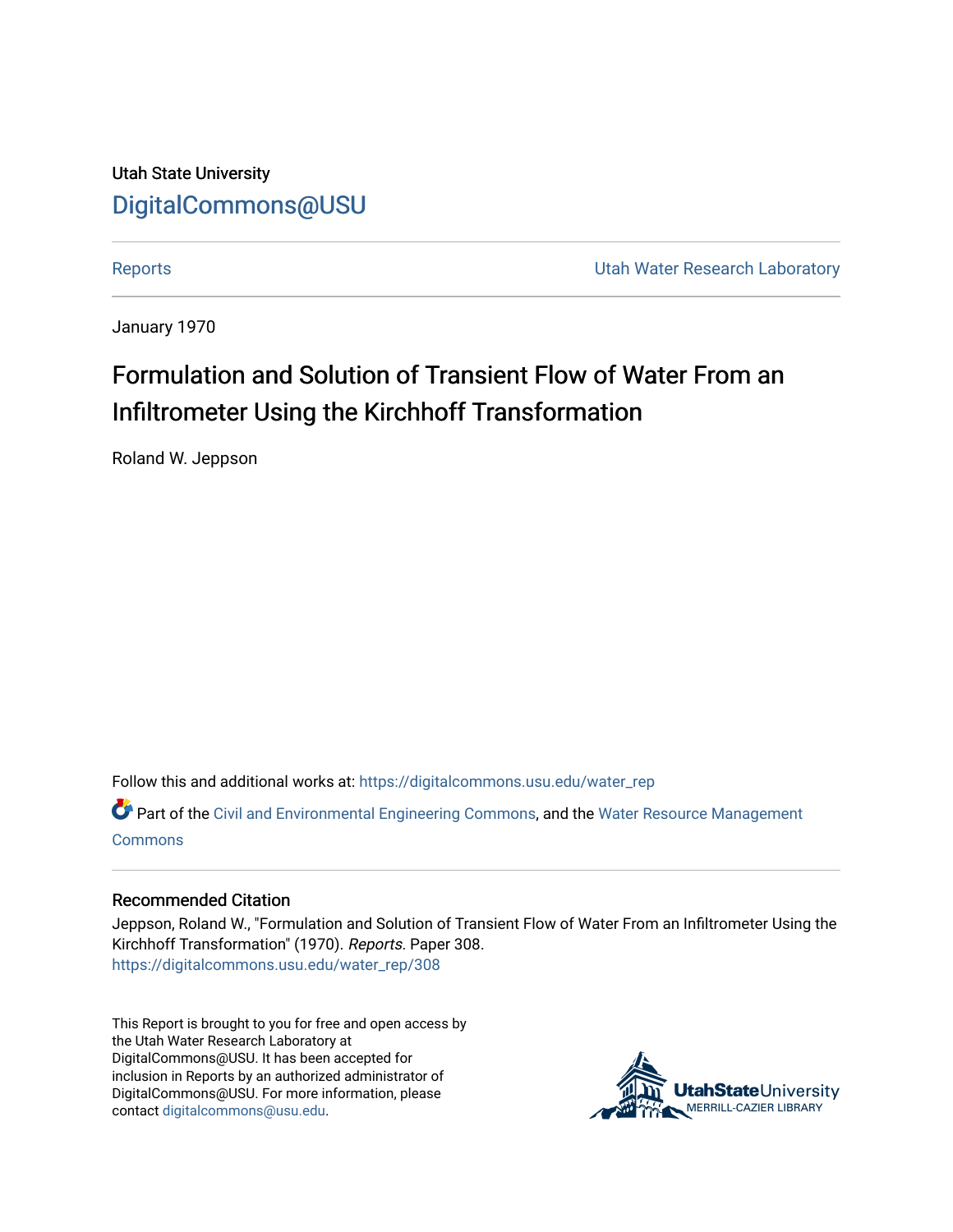Utah State University

# DigitalCommons@USU

Reports

Utah Water Research Laboratory

January 1970

## Formulation and Solution of Transient Flow of Water From an Infiltrometer Using the Kirchhoff Transformation

Roland W. Jeppson

Follow this and additional works at: https://digitalcommons.usu.edu/water_rep

Part of the Civil and Environmental Engineering Commons, and the Water Resource Management Commons

### Recommended Citation

Jeppson, Roland W., "Formulation and Solution of Transient Flow of Water From an Infiltrometer Using the Kirchhoff Transformation" (1970). *Reports.* Paper 308.
https://digitalcommons.usu.edu/water_rep/308

This Report is brought to you for free and open access by the Utah Water Research Laboratory at DigitalCommons@USU. It has been accepted for inclusion in Reports by an authorized administrator of DigitalCommons@USU. For more information, please contact digitalcommons@usu.edu.

UtahStateUniversity
MERRILL-CAZIER LIBRARY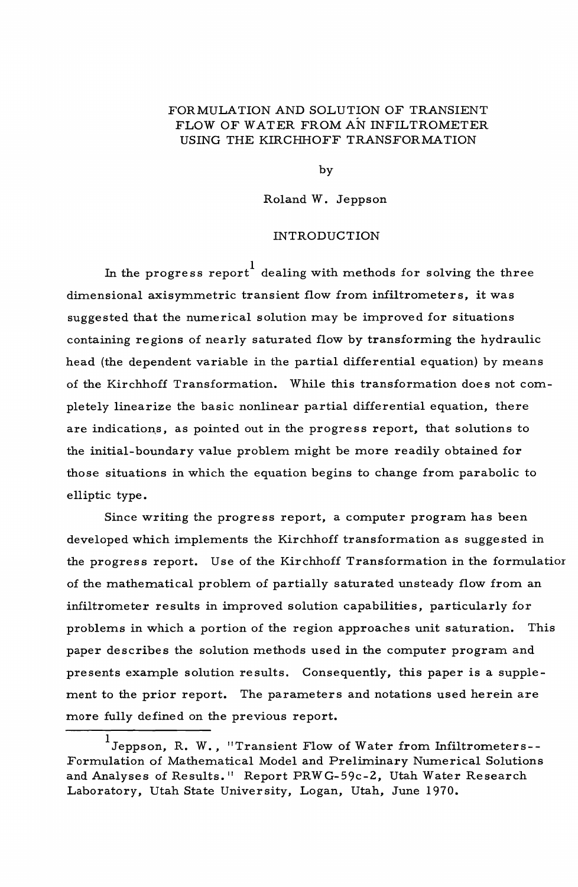# FORMULATION AND SOLUTION OF TRANSIENT FLOW OF WATER FROM AN INFILTROMETER USING THE KIRCHHOFF TRANSFORMATION

by

Roland W. Jeppson

## INTRODUCTION

In the progress report[1] dealing with methods for solving the three dimensional axisymmetric transient flow from infiltrometers, it was suggested that the numerical solution may be improved for situations containing regions of nearly saturated flow by transforming the hydraulic head (the dependent variable in the partial differential equation) by means of the Kirchhoff Transformation. While this transformation does not completely linearize the basic nonlinear partial differential equation, there are indications, as pointed out in the progress report, that solutions to the initial-boundary value problem might be more readily obtained for those situations in which the equation begins to change from parabolic to elliptic type.

Since writing the progress report, a computer program has been developed which implements the Kirchhoff transformation as suggested in the progress report. Use of the Kirchhoff Transformation in the formulation of the mathematical problem of partially saturated unsteady flow from an infiltrometer results in improved solution capabilities, particularly for problems in which a portion of the region approaches unit saturation. This paper describes the solution methods used in the computer program and presents example solution results. Consequently, this paper is a supplement to the prior report. The parameters and notations used herein are more fully defined on the previous report.

---

[1] Jeppson, R. W., "Transient Flow of Water from Infiltrometers--Formulation of Mathematical Model and Preliminary Numerical Solutions and Analyses of Results." Report PRWG-59c-2, Utah Water Research Laboratory, Utah State University, Logan, Utah, June 1970.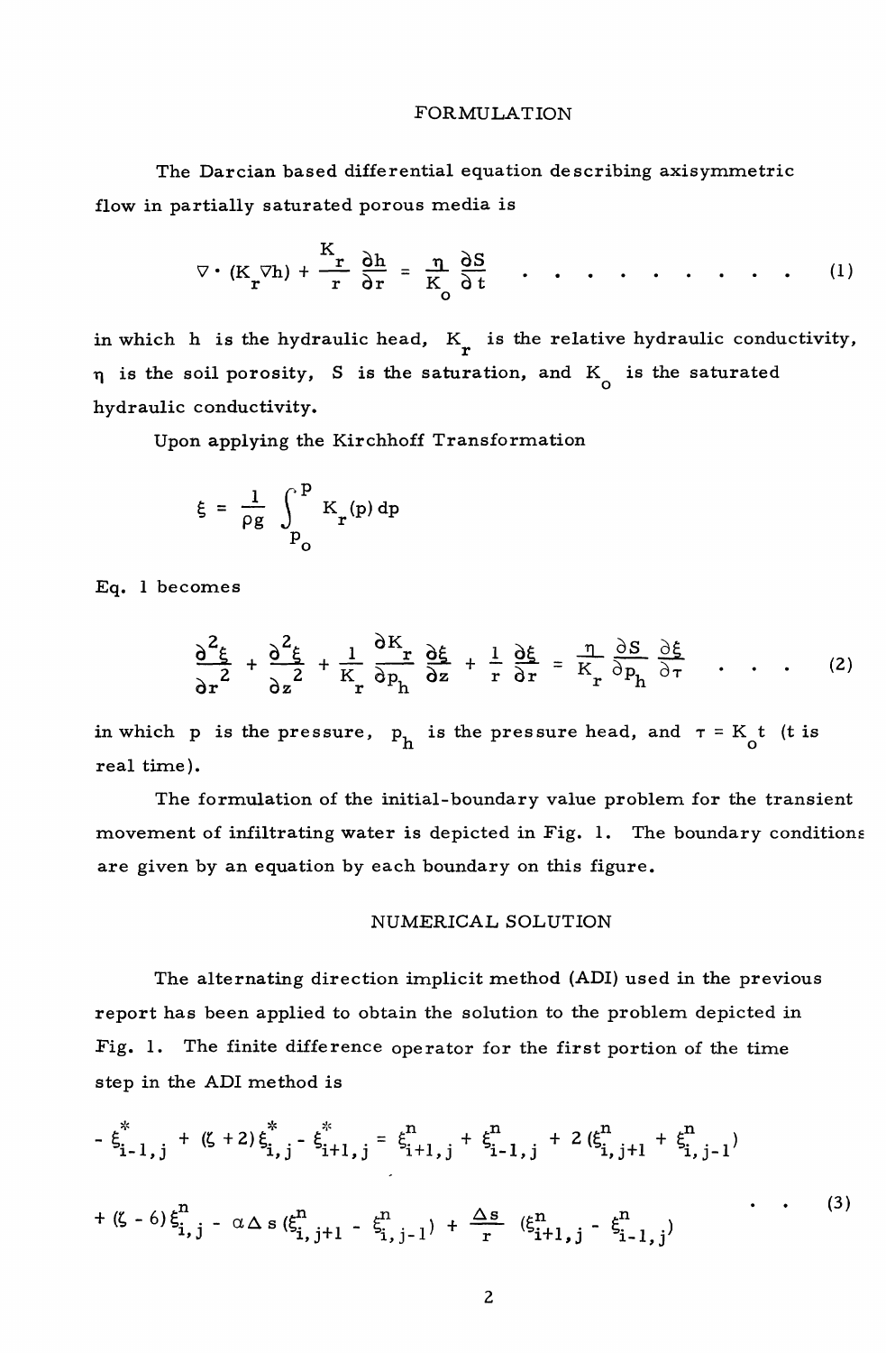## FORMULATION

The Darcian based differential equation describing axisymmetric flow in partially saturated porous media is

$$\nabla \cdot (K_r \nabla h) + \frac{K_r}{r}\frac{\partial h}{\partial r} = \frac{\eta}{K_o}\frac{\partial S}{\partial t} \quad . \quad . \quad . \quad . \quad . \quad . \quad . \quad . \quad . \quad . \qquad (1)$$

in which $h$ is the hydraulic head, $K_r$ is the relative hydraulic conductivity, $\eta$ is the soil porosity, $S$ is the saturation, and $K_o$ is the saturated hydraulic conductivity.

Upon applying the Kirchhoff Transformation

$$\xi = \frac{1}{\rho g}\int_{p_o}^{p} K_r(p)\,dp$$

Eq. 1 becomes

$$\frac{\partial^2 \xi}{\partial r^2} + \frac{\partial^2 \xi}{\partial z^2} + \frac{1}{K_r}\frac{\partial K_r}{\partial p_h}\frac{\partial \xi}{\partial z} + \frac{1}{r}\frac{\partial \xi}{\partial r} = \frac{\eta}{K_r}\frac{\partial S}{\partial p_h}\frac{\partial \xi}{\partial \tau} \quad . \quad . \quad . \qquad (2)$$

in which $p$ is the pressure, $p_h$ is the pressure head, and $\tau = K_o t$ ($t$ is real time).

The formulation of the initial-boundary value problem for the transient movement of infiltrating water is depicted in Fig. 1. The boundary conditions are given by an equation by each boundary on this figure.

## NUMERICAL SOLUTION

The alternating direction implicit method (ADI) used in the previous report has been applied to obtain the solution to the problem depicted in Fig. 1. The finite difference operator for the first portion of the time step in the ADI method is

$$\begin{aligned} -\xi^{*}_{i-1,j} + (\zeta + 2)\xi^{*}_{i,j} - \xi^{*}_{i+1,j} &= \xi^{n}_{i+1,j} + \xi^{n}_{i-1,j} + 2(\xi^{n}_{i,j+1} + \xi^{n}_{i,j-1}) \\ &+ (\zeta - 6)\xi^{n}_{i,j} - \alpha \Delta s(\xi^{n}_{i,j+1} - \xi^{n}_{i,j-1}) + \frac{\Delta s}{r}(\xi^{n}_{i+1,j} - \xi^{n}_{i-1,j}) \quad . \quad . \qquad (3) \end{aligned}$$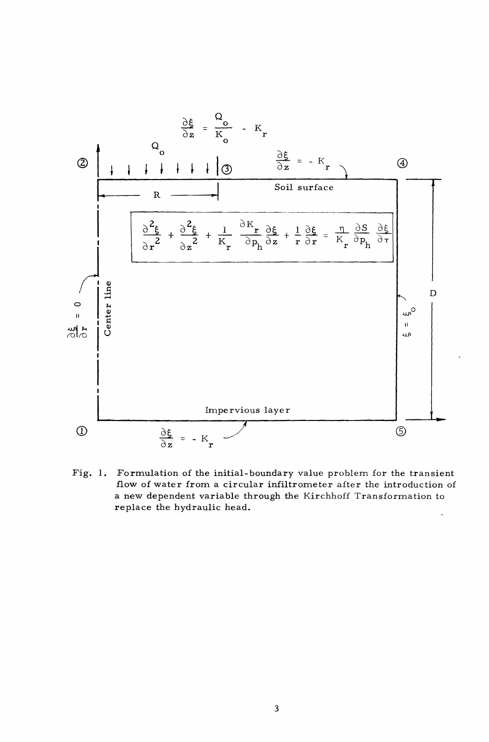$$\frac{\partial \xi}{\partial z} = \frac{Q_o}{K_o} - K_r$$

$Q_o$

② ③ ④

$$\frac{\partial \xi}{\partial z} = -K_r$$

R

Soil surface

$$\frac{\partial^2 \xi}{\partial r^2} + \frac{\partial^2 \xi}{\partial z^2} + \frac{1}{K_r} \frac{\partial K_r}{\partial p_h} \frac{\partial \xi}{\partial z} + \frac{1}{r} \frac{\partial \xi}{\partial r} = \frac{\eta}{K_r} \frac{\partial S}{\partial p_h} \frac{\partial \xi}{\partial \tau}$$

$$\frac{\partial \xi}{\partial r} = 0$$

Center line

$$\xi = \xi_o$$

D

Impervious layer

① ⑤

$$\frac{\partial \xi}{\partial z} = -K_r$$

Fig. 1. Formulation of the initial-boundary value problem for the transient flow of water from a circular infiltrometer after the introduction of a new dependent variable through the Kirchhoff Transformation to replace the hydraulic head.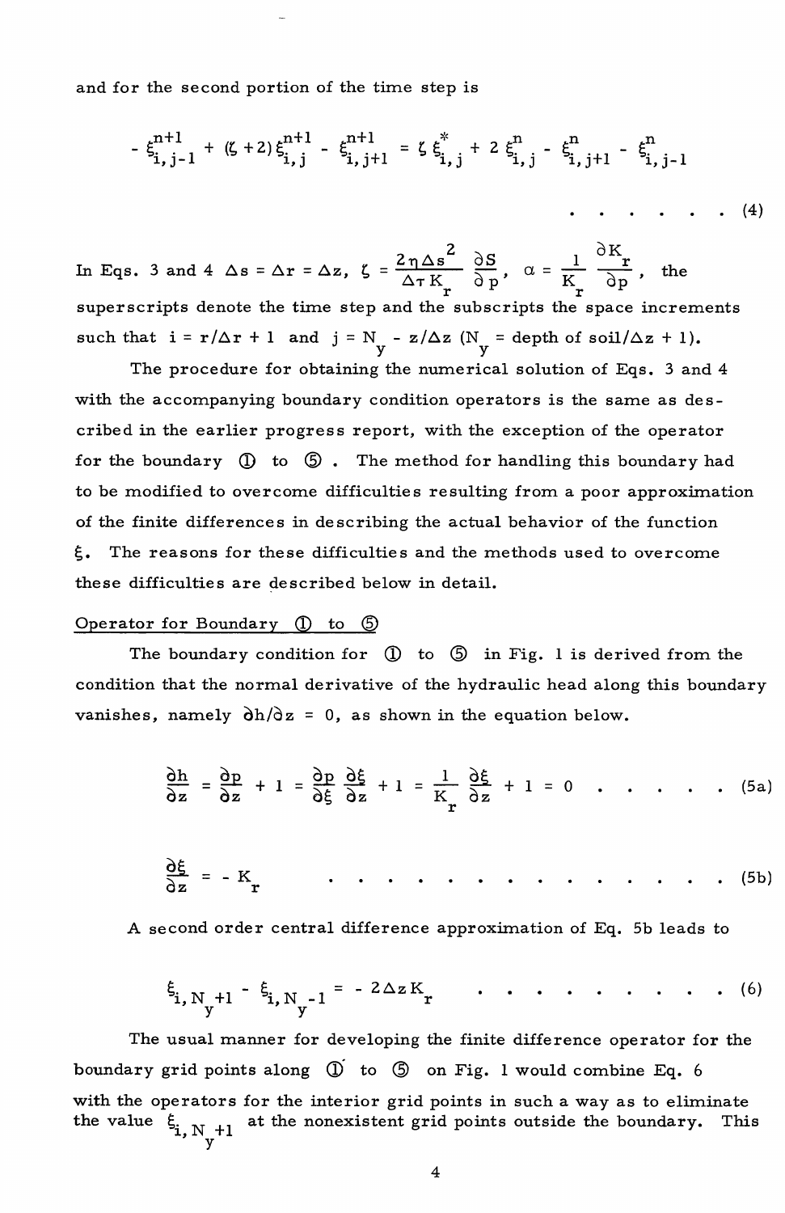and for the second portion of the time step is

$$- \xi_{i,j-1}^{n+1} + (\zeta + 2)\xi_{i,j}^{n+1} - \xi_{i,j+1}^{n+1} = \zeta\,\xi_{i,j}^{*} + 2\,\xi_{i,j}^{n} - \xi_{i,j+1}^{n} - \xi_{i,j-1}^{n} \qquad \ldots\ldots\ldots (4)$$

In Eqs. 3 and 4 $\Delta s = \Delta r = \Delta z$, $\zeta = \dfrac{2\eta \Delta s^2}{\Delta\tau K_r}\dfrac{\partial S}{\partial p}$, $\alpha = \dfrac{1}{K_r}\dfrac{\partial K_r}{\partial p}$, the superscripts denote the time step and the subscripts the space increments such that $i = r/\Delta r + 1$ and $j = N_y - z/\Delta z$ ($N_y$ = depth of soil/$\Delta z$ + 1).

The procedure for obtaining the numerical solution of Eqs. 3 and 4 with the accompanying boundary condition operators is the same as described in the earlier progress report, with the exception of the operator for the boundary ① to ⑤. The method for handling this boundary had to be modified to overcome difficulties resulting from a poor approximation of the finite differences in describing the actual behavior of the function $\xi$. The reasons for these difficulties and the methods used to overcome these difficulties are described below in detail.

## Operator for Boundary ① to ⑤

The boundary condition for ① to ⑤ in Fig. 1 is derived from the condition that the normal derivative of the hydraulic head along this boundary vanishes, namely $\partial h/\partial z = 0$, as shown in the equation below.

$$\frac{\partial h}{\partial z} = \frac{\partial p}{\partial z} + 1 = \frac{\partial p}{\partial \xi}\frac{\partial \xi}{\partial z} + 1 = \frac{1}{K_r}\frac{\partial \xi}{\partial z} + 1 = 0 \qquad \ldots\ldots (5a)$$

$$\frac{\partial \xi}{\partial z} = -K_r \qquad \ldots\ldots\ldots\ldots\ldots (5b)$$

A second order central difference approximation of Eq. 5b leads to

$$\xi_{i,N_y+1} - \xi_{i,N_y-1} = -2\Delta z K_r \qquad \ldots\ldots\ldots\ldots (6)$$

The usual manner for developing the finite difference operator for the boundary grid points along ① to ⑤ on Fig. 1 would combine Eq. 6 with the operators for the interior grid points in such a way as to eliminate the value $\xi_{i,N_y+1}$ at the nonexistent grid points outside the boundary. This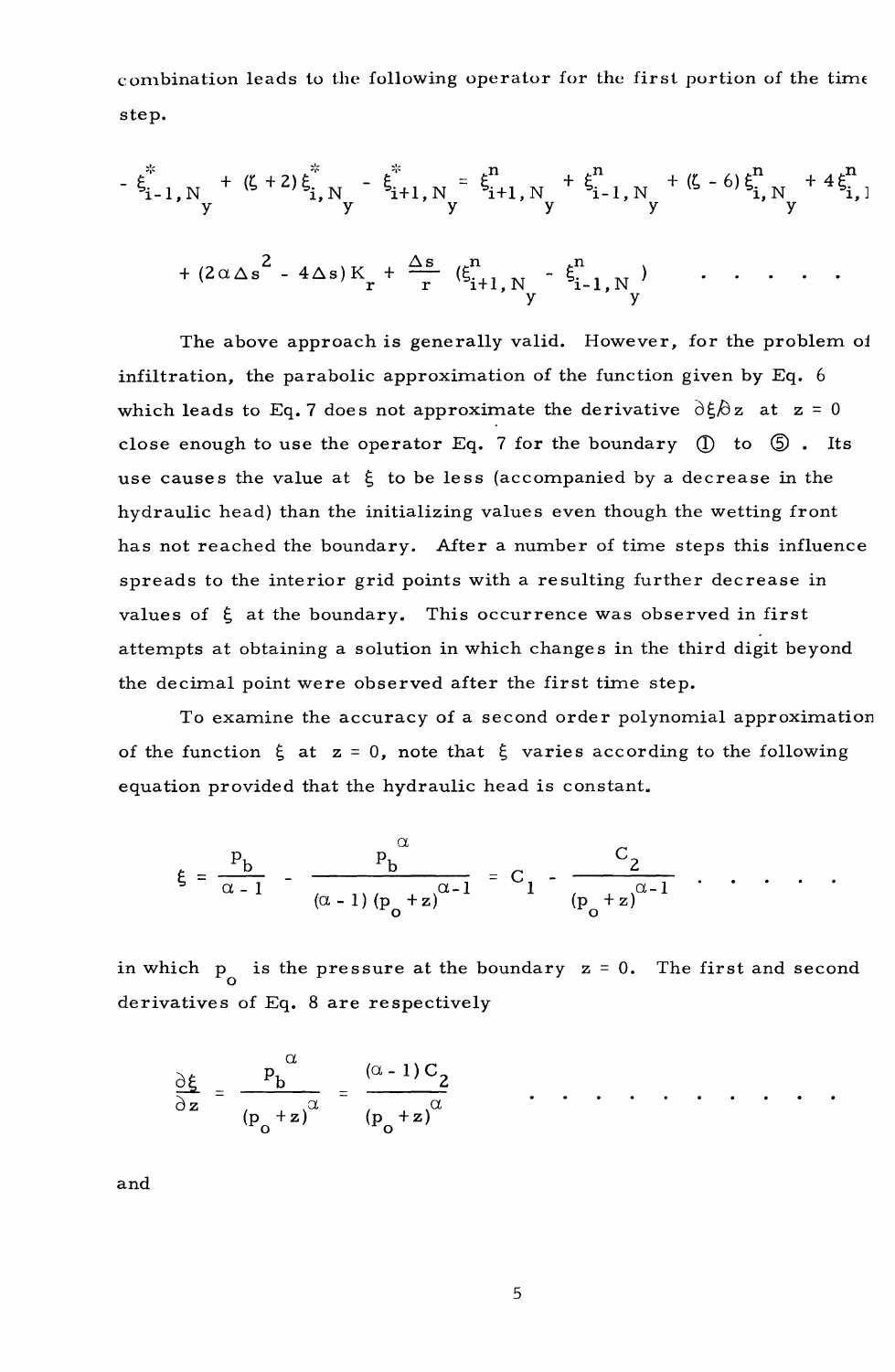combination leads to the following operator for the first portion of the time step.

$$- \xi^{*}_{i-1,N_y} + (\zeta + 2)\xi^{*}_{i,N_y} - \xi^{*}_{i+1,N_y} = \xi^{n}_{i+1,N_y} + \xi^{n}_{i-1,N_y} + (\zeta - 6)\xi^{n}_{i,N_y} + 4\xi^{n}_{i,1}$$

$$+ (2\alpha\Delta s^2 - 4\Delta s)K_r + \frac{\Delta s}{r}(\xi^{n}_{i+1,N_y} - \xi^{n}_{i-1,N_y}) \quad . \quad . \quad . \quad . \quad .$$

The above approach is generally valid. However, for the problem of infiltration, the parabolic approximation of the function given by Eq. 6 which leads to Eq. 7 does not approximate the derivative $\partial\xi/\partial z$ at $z = 0$ close enough to use the operator Eq. 7 for the boundary ① to ⑤ . Its use causes the value at $\xi$ to be less (accompanied by a decrease in the hydraulic head) than the initializing values even though the wetting front has not reached the boundary. After a number of time steps this influence spreads to the interior grid points with a resulting further decrease in values of $\xi$ at the boundary. This occurrence was observed in first attempts at obtaining a solution in which changes in the third digit beyond the decimal point were observed after the first time step.

To examine the accuracy of a second order polynomial approximation of the function $\xi$ at $z = 0$, note that $\xi$ varies according to the following equation provided that the hydraulic head is constant.

$$\xi = \frac{p_b}{\alpha - 1} - \frac{p_b^{\alpha}}{(\alpha - 1)(p_o + z)^{\alpha - 1}} = C_1 - \frac{C_2}{(p_o + z)^{\alpha - 1}} \quad . \quad . \quad . \quad . \quad .$$

in which $p_o$ is the pressure at the boundary $z = 0$. The first and second derivatives of Eq. 8 are respectively

$$\frac{\partial\xi}{\partial z} = \frac{p_b^{\alpha}}{(p_o + z)^{\alpha}} = \frac{(\alpha - 1)C_2}{(p_o + z)^{\alpha}} \quad . \quad . \quad . \quad . \quad . \quad . \quad . \quad . \quad . \quad .$$

and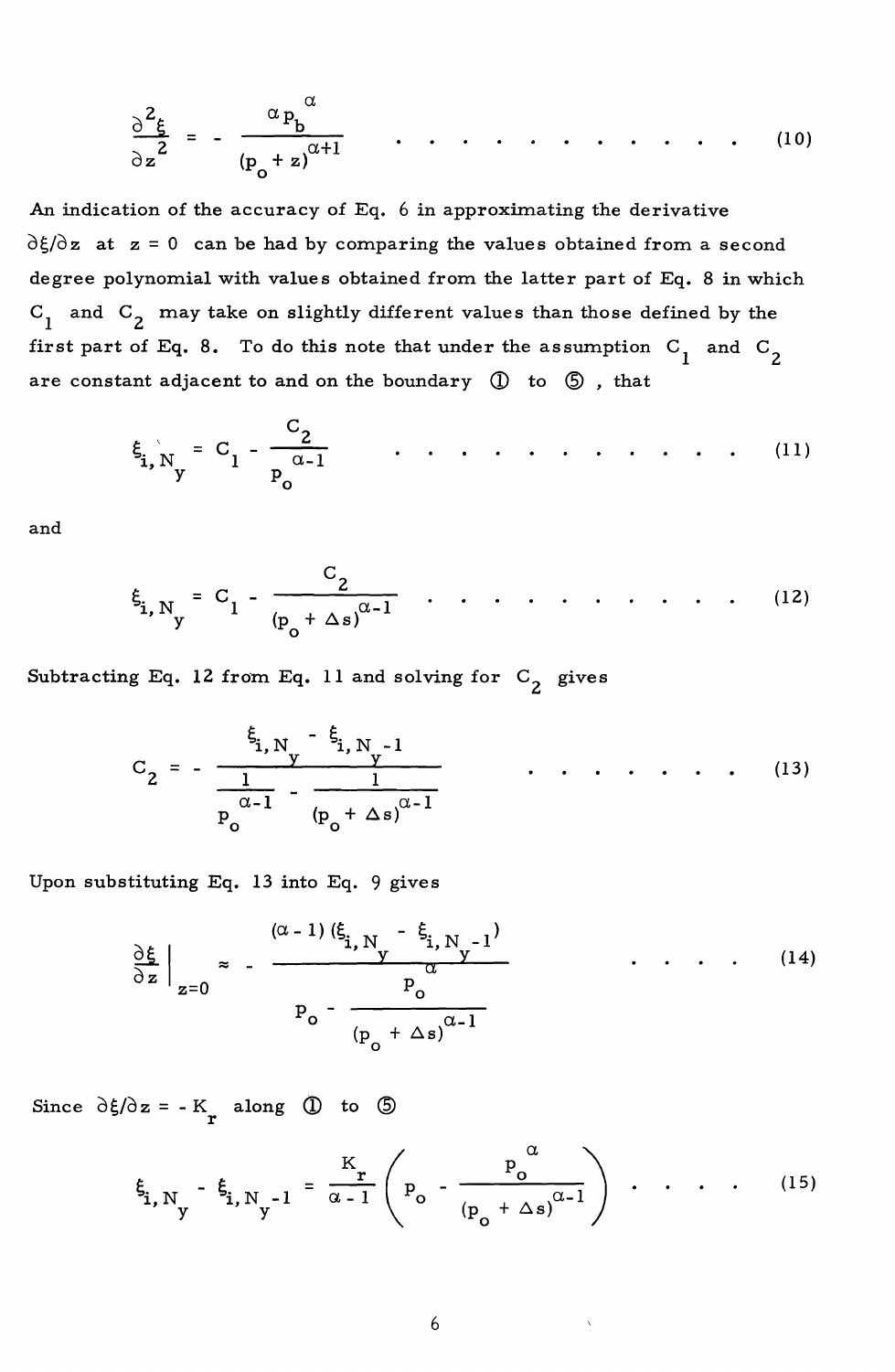$$\frac{\partial^2 \xi}{\partial z^2} = - \frac{\alpha \, p_b^{\alpha}}{(p_o + z)^{\alpha+1}} \quad \text{. . . . . . . . . . . . .} \quad (10)$$

An indication of the accuracy of Eq. 6 in approximating the derivative $\partial\xi/\partial z$ at $z = 0$ can be had by comparing the values obtained from a second degree polynomial with values obtained from the latter part of Eq. 8 in which $C_1$ and $C_2$ may take on slightly different values than those defined by the first part of Eq. 8. To do this note that under the assumption $C_1$ and $C_2$ are constant adjacent to and on the boundary ① to ⑤, that

$$\xi_{i, N_y} = C_1 - \frac{C_2}{p_o^{\alpha-1}} \quad \text{. . . . . . . . . . . . .} \quad (11)$$

and

$$\xi_{i, N_y} = C_1 - \frac{C_2}{(p_o + \Delta s)^{\alpha-1}} \quad \text{. . . . . . . . . . . . .} \quad (12)$$

Subtracting Eq. 12 from Eq. 11 and solving for $C_2$ gives

$$C_2 = - \frac{\xi_{i, N_y} - \xi_{i, N_y - 1}}{\dfrac{1}{p_o^{\alpha-1}} - \dfrac{1}{(p_o + \Delta s)^{\alpha-1}}} \quad \text{. . . . . . . . .} \quad (13)$$

Upon substituting Eq. 13 into Eq. 9 gives

$$\left.\frac{\partial \xi}{\partial z}\right|_{z=0} \approx - \frac{(\alpha - 1)(\xi_{i, N_y} - \xi_{i, N_y - 1})}{p_o - \dfrac{p_o^{\alpha}}{(p_o + \Delta s)^{\alpha-1}}} \quad \text{. . . . .} \quad (14)$$

Since $\partial\xi/\partial z = - K_r$ along ① to ⑤

$$\xi_{i, N_y} - \xi_{i, N_y - 1} = \frac{K_r}{\alpha - 1} \left( p_o - \frac{p_o^{\alpha}}{(p_o + \Delta s)^{\alpha-1}} \right) \quad \text{. . . . .} \quad (15)$$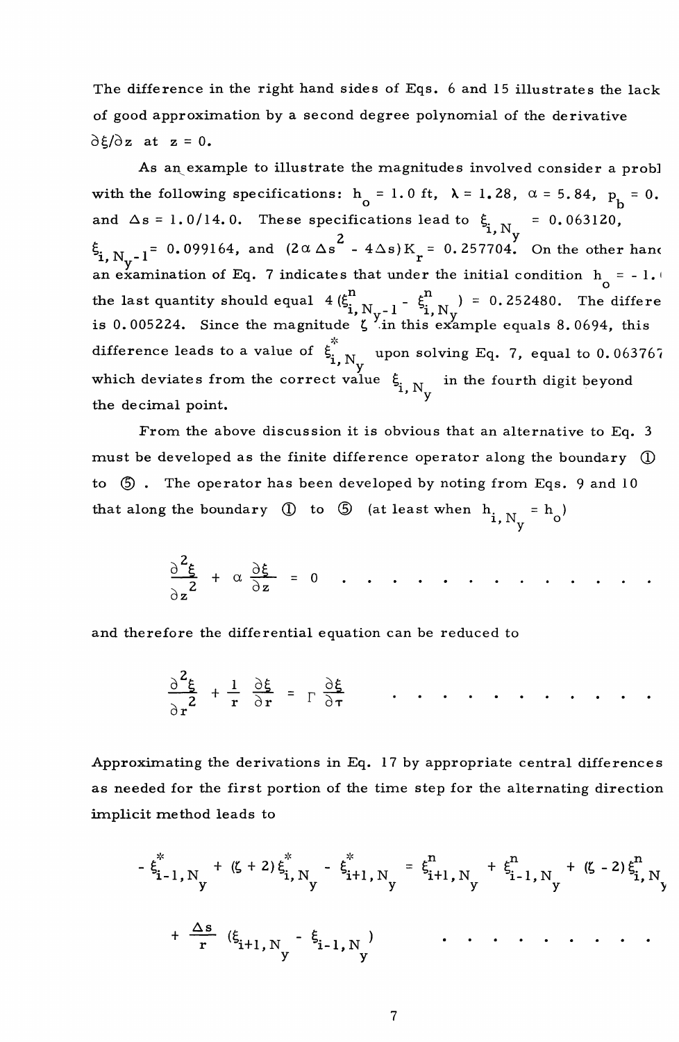The difference in the right hand sides of Eqs. 6 and 15 illustrates the lack of good approximation by a second degree polynomial of the derivative $\partial\xi/\partial z$ at $z = 0$.

As an example to illustrate the magnitudes involved consider a probl with the following specifications: $h_o = 1.0$ ft, $\lambda = 1.28$, $\alpha = 5.84$, $p_b = 0.$ and $\Delta s = 1.0/14.0$. These specifications lead to $\xi_{i,N_y} = 0.063120$, $\xi_{i,N_y-1} = 0.099164$, and $(2\alpha\Delta s^2 - 4\Delta s)K_r = 0.257704$. On the other hanc an examination of Eq. 7 indicates that under the initial condition $h_o = -1.$ the last quantity should equal $4(\xi^n_{i,N_y-1} - \xi^n_{i,N_y}) = 0.252480$. The differe is 0.005224. Since the magnitude $\zeta$ in this example equals 8.0694, this difference leads to a value of $\xi^*_{i,N_y}$ upon solving Eq. 7, equal to 0.063767 which deviates from the correct value $\xi_{i,N_y}$ in the fourth digit beyond the decimal point.

From the above discussion it is obvious that an alternative to Eq. 3 must be developed as the finite difference operator along the boundary ① to ⑤. The operator has been developed by noting from Eqs. 9 and 10 that along the boundary ① to ⑤ (at least when $h_{i,N_y} = h_o$)

$$\frac{\partial^2\xi}{\partial z^2} + \alpha\frac{\partial\xi}{\partial z} = 0$$

and therefore the differential equation can be reduced to

$$\frac{\partial^2\xi}{\partial r^2} + \frac{1}{r}\frac{\partial\xi}{\partial r} = \Gamma\frac{\partial\xi}{\partial\tau}$$

Approximating the derivations in Eq. 17 by appropriate central differences as needed for the first portion of the time step for the alternating direction implicit method leads to

$$-\xi^*_{i-1,N_y} + (\zeta + 2)\xi^*_{i,N_y} - \xi^*_{i+1,N_y} = \xi^n_{i+1,N_y} + \xi^n_{i-1,N_y} + (\zeta - 2)\xi^n_{i,N_y}$$

$$+ \frac{\Delta s}{r}(\xi_{i+1,N_y} - \xi_{i-1,N_y})$$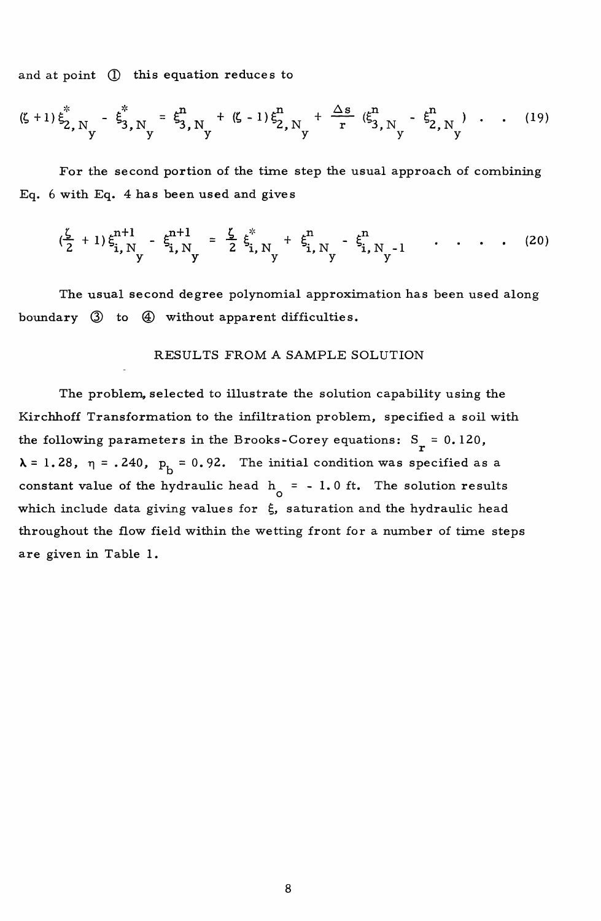and at point ① this equation reduces to

$$(\zeta + 1)\xi^{*}_{2,N_y} - \xi^{*}_{3,N_y} = \xi^{n}_{3,N_y} + (\zeta - 1)\xi^{n}_{2,N_y} + \frac{\Delta s}{r}(\xi^{n}_{3,N_y} - \xi^{n}_{2,N_y}) \quad . \quad . \quad (19)$$

For the second portion of the time step the usual approach of combining Eq. 6 with Eq. 4 has been used and gives

$$(\frac{\zeta}{2} + 1)\xi^{n+1}_{i,N_y} - \xi^{n+1}_{i,N_y} = \frac{\zeta}{2}\xi^{*}_{i,N_y} + \xi^{n}_{i,N_y} - \xi^{n}_{i,N_y-1} \quad . \quad . \quad . \quad . \quad (20)$$

The usual second degree polynomial approximation has been used along boundary ③ to ④ without apparent difficulties.

## RESULTS FROM A SAMPLE SOLUTION

The problem, selected to illustrate the solution capability using the Kirchhoff Transformation to the infiltration problem, specified a soil with the following parameters in the Brooks-Corey equations: $S_r = 0.120$, $\lambda = 1.28$, $\eta = .240$, $p_b = 0.92$. The initial condition was specified as a constant value of the hydraulic head $h_o = -1.0$ ft. The solution results which include data giving values for $\xi$, saturation and the hydraulic head throughout the flow field within the wetting front for a number of time steps are given in Table 1.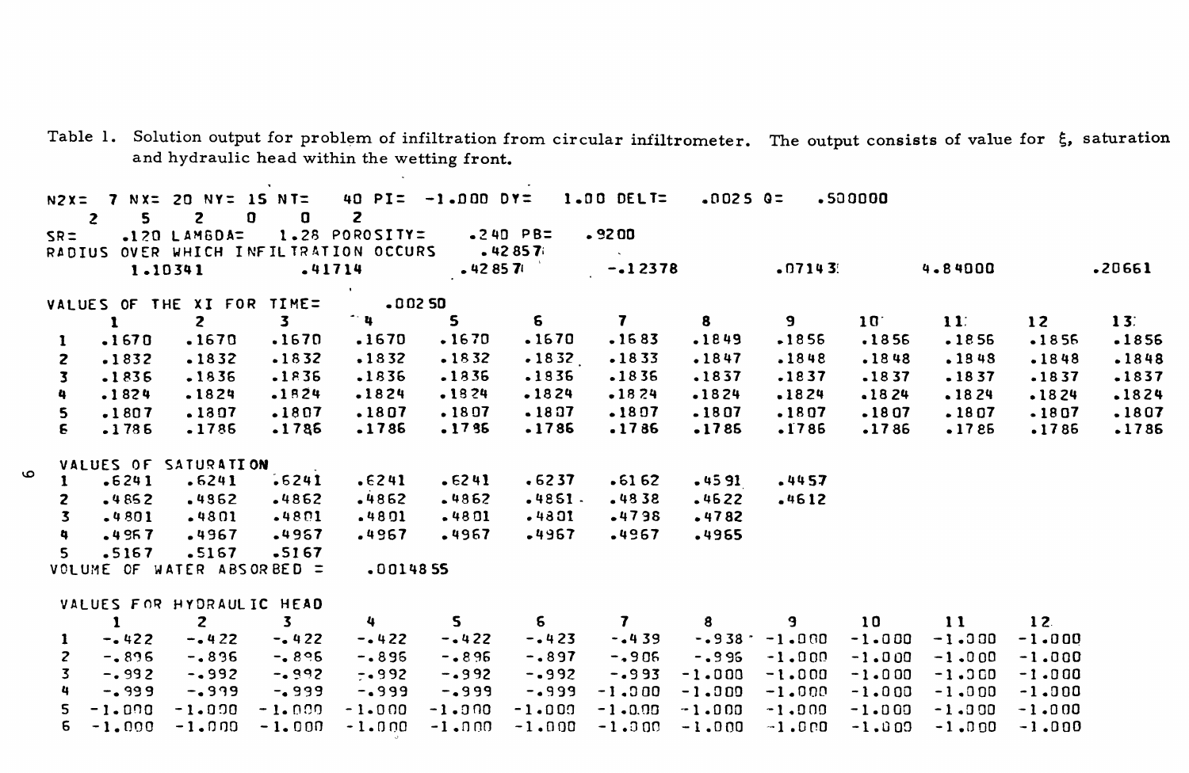Table 1. Solution output for problem of infiltration from circular infiltrometer. The output consists of value for $\xi$, saturation and hydraulic head within the wetting front.

```
N2X=  7 NX= 20 NY= 15 NT=   40 PI=  -1.000 DY=   1.00 DELT=   .0025 Q=    .500000
   2    5    2    0    0    2
SR=    .120 LAMGDA=   1.28 POROSITY=    .240 PB=   .9200
RADIUS OVER WHICH INFILTRATION OCCURS     .42857
       1.10341          .41714          .42857        -.12378          .07143          4.84000          .20661
```

VALUES OF THE XI FOR TIME= .00250

| | 1 | 2 | 3 | 4 | 5 | 6 | 7 | 8 | 9 | 10 | 11 | 12 | 13 |
|---|---|---|---|---|---|---|---|---|---|---|---|---|---|
| 1 | .1670 | .1670 | .1670 | .1670 | .1670 | .1670 | .1683 | .1849 | .1856 | .1856 | .1856 | .1856 | .1856 |
| 2 | .1832 | .1832 | .1832 | .1832 | .1832 | .1832 | .1833 | .1847 | .1848 | .1848 | .1848 | .1848 | .1848 |
| 3 | .1836 | .1836 | .1836 | .1836 | .1836 | .1836 | .1836 | .1837 | .1837 | .1837 | .1837 | .1837 | .1837 |
| 4 | .1824 | .1824 | .1824 | .1824 | .1824 | .1824 | .1824 | .1824 | .1824 | .1824 | .1824 | .1824 | .1824 |
| 5 | .1807 | .1807 | .1807 | .1807 | .1807 | .1807 | .1807 | .1807 | .1807 | .1807 | .1807 | .1807 | .1807 |
| 6 | .1786 | .1786 | .1786 | .1786 | .1786 | .1786 | .1786 | .1786 | .1786 | .1786 | .1786 | .1786 | .1786 |

VALUES OF SATURATION

| | | | | | | | | | |
|---|---|---|---|---|---|---|---|---|---|
| 1 | .6241 | .6241 | .6241 | .6241 | .6241 | .6237 | .6162 | .4591 | .4457 |
| 2 | .4862 | .4862 | .4862 | .4862 | .4862 | .4861 | .4838 | .4622 | .4612 |
| 3 | .4801 | .4801 | .4801 | .4801 | .4801 | .4801 | .4798 | .4782 | |
| 4 | .4967 | .4967 | .4967 | .4967 | .4967 | .4967 | .4967 | .4965 | |
| 5 | .5167 | .5167 | .5167 | | | | | | |

VOLUME OF WATER ABSORBED = .001455

VALUES FOR HYDRAULIC HEAD

| | 1 | 2 | 3 | 4 | 5 | 6 | 7 | 8 | 9 | 10 | 11 | 12 |
|---|---|---|---|---|---|---|---|---|---|---|---|---|
| 1 | -.422 | -.422 | -.422 | -.422 | -.422 | -.423 | -.439 | -.938 | -1.000 | -1.000 | -1.000 | -1.000 |
| 2 | -.896 | -.896 | -.896 | -.896 | -.896 | -.897 | -.906 | -.996 | -1.000 | -1.000 | -1.000 | -1.000 |
| 3 | -.992 | -.992 | -.992 | -.992 | -.992 | -.992 | -.993 | -1.000 | -1.000 | -1.000 | -1.000 | -1.000 |
| 4 | -.999 | -.999 | -.999 | -.999 | -.999 | -.999 | -1.000 | -1.000 | -1.000 | -1.000 | -1.000 | -1.000 |
| 5 | -1.000 | -1.000 | -1.000 | -1.000 | -1.000 | -1.000 | -1.000 | -1.000 | -1.000 | -1.000 | -1.000 | -1.000 |
| 6 | -1.000 | -1.000 | -1.000 | -1.000 | -1.000 | -1.000 | -1.000 | -1.000 | -1.000 | -1.000 | -1.000 | -1.000 |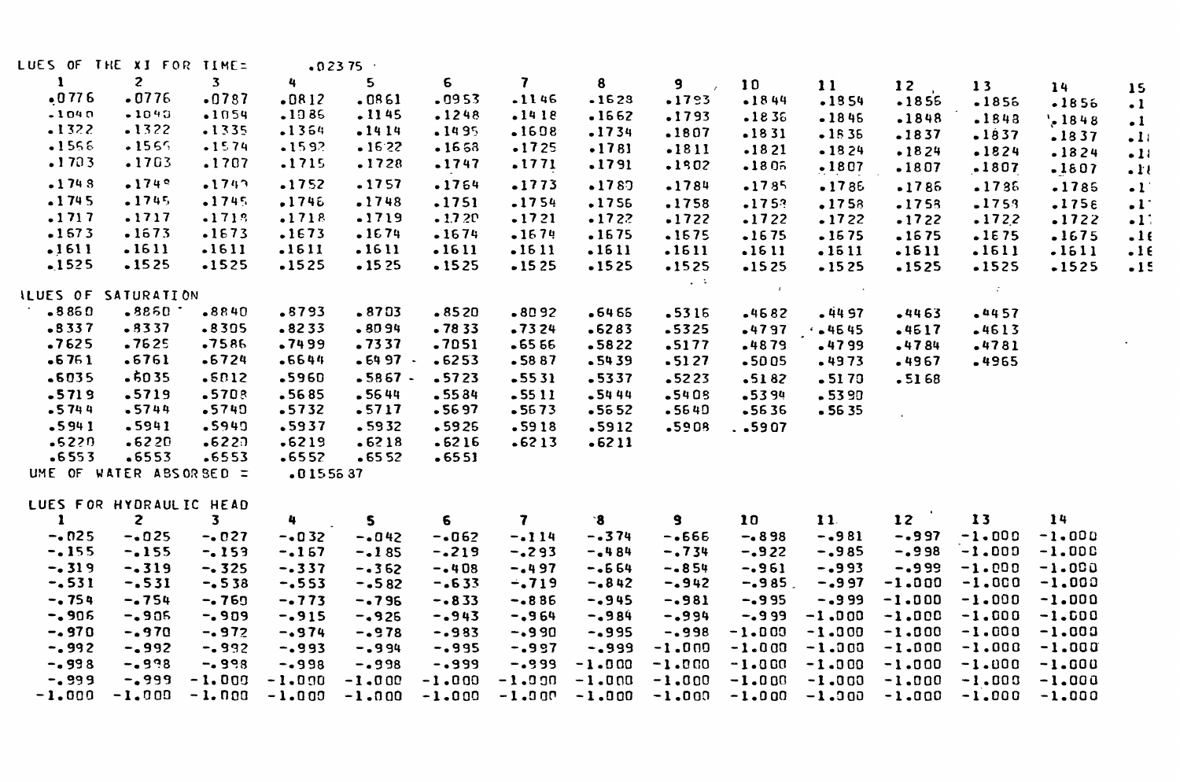LUES OF THE XI FOR TIME= .02375

| 1 | 2 | 3 | 4 | 5 | 6 | 7 | 8 | 9 | 10 | 11 | 12 | 13 | 14 | 15 |
|---|---|---|---|---|---|---|---|---|---|---|---|---|---|---|
| .0776 | .0776 | .0787 | .0812 | .0861 | .0953 | .1146 | .1628 | .1793 | .1844 | .1854 | .1856 | .1856 | .1856 | .1 |
| .1040 | .1040 | .1054 | .1086 | .1145 | .1248 | .1418 | .1662 | .1793 | .1836 | .1846 | .1848 | .1848 | .1848 | .1 |
| .1322 | .1322 | .1335 | .1364 | .1414 | .1495 | .1608 | .1734 | .1807 | .1831 | .1836 | .1837 | .1837 | .1837 | .1 |
| .1566 | .1566 | .1574 | .1592 | .1622 | .1668 | .1725 | .1781 | .1811 | .1821 | .1824 | .1824 | .1824 | .1824 | .1 |
| .1703 | .1703 | .1707 | .1715 | .1728 | .1747 | .1771 | .1791 | .1802 | .1806 | .1807 | .1807 | .1807 | .1807 | .1 |
| .1748 | .1748 | .1749 | .1752 | .1757 | .1764 | .1773 | .1780 | .1784 | .1785 | .1786 | .1786 | .1786 | .1786 | .1 |
| .1745 | .1745 | .1745 | .1746 | .1748 | .1751 | .1754 | .1756 | .1758 | .1758 | .1758 | .1758 | .1758 | .1758 | .1 |
| .1717 | .1717 | .1718 | .1718 | .1719 | .1720 | .1721 | .1722 | .1722 | .1722 | .1722 | .1722 | .1722 | .1722 | .1 |
| .1673 | .1673 | .1673 | .1673 | .1674 | .1674 | .1674 | .1675 | .1675 | .1675 | .1675 | .1675 | .1675 | .1675 | .1 |
| .1611 | .1611 | .1611 | .1611 | .1611 | .1611 | .1611 | .1611 | .1611 | .1611 | .1611 | .1611 | .1611 | .1611 | .1 |
| .1525 | .1525 | .1525 | .1525 | .1525 | .1525 | .1525 | .1525 | .1525 | .1525 | .1525 | .1525 | .1525 | .1525 | .1 |

LUES OF SATURATION

| | | | | | | | | | | | | |
|---|---|---|---|---|---|---|---|---|---|---|---|---|
| .8860 | .8860 | .8840 | .8793 | .8703 | .8520 | .8092 | .6466 | .5316 | .4682 | .4497 | .4463 | .4457 |
| .8337 | .8337 | .8305 | .8233 | .8094 | .7833 | .7324 | .6283 | .5325 | .4797 | .4645 | .4617 | .4613 |
| .7625 | .7625 | .7586 | .7499 | .7337 | .7051 | .6566 | .5822 | .5177 | .4879 | .4799 | .4784 | .4781 |
| .6761 | .6761 | .6724 | .6644 | .6497 | .6253 | .5887 | .5439 | .5127 | .5005 | .4973 | .4967 | .4965 |
| .6035 | .6035 | .6012 | .5960 | .5867 | .5723 | .5531 | .5337 | .5223 | .5182 | .5170 | .5168 | |
| .5719 | .5719 | .5708 | .5685 | .5644 | .5584 | .5511 | .5444 | .5408 | .5394 | .5390 | | |
| .5744 | .5744 | .5740 | .5732 | .5717 | .5697 | .5673 | .5652 | .5640 | .5636 | .5635 | | |
| .5941 | .5941 | .5940 | .5937 | .5932 | .5926 | .5918 | .5912 | .5908 | .5907 | | | |
| .6220 | .6220 | .6220 | .6219 | .6218 | .6216 | .6213 | .6211 | | | | | |
| .6553 | .6553 | .6553 | .6552 | .6552 | .6551 | | | | | | | |

UME OF WATER ABSORBED = .015587

LUES FOR HYDRAULIC HEAD

| 1 | 2 | 3 | 4 | 5 | 6 | 7 | 8 | 9 | 10 | 11 | 12 | 13 | 14 |
|---|---|---|---|---|---|---|---|---|---|---|---|---|---|
| -.025 | -.025 | -.027 | -.032 | -.042 | -.062 | -.114 | -.374 | -.666 | -.898 | -.981 | -.997 | -1.000 | -1.000 |
| -.155 | -.155 | -.159 | -.167 | -.185 | -.219 | -.293 | -.484 | -.734 | -.922 | -.985 | -.998 | -1.000 | -1.000 |
| -.319 | -.319 | -.325 | -.337 | -.362 | -.408 | -.497 | -.664 | -.854 | -.961 | -.993 | -.999 | -1.000 | -1.000 |
| -.531 | -.531 | -.538 | -.553 | -.582 | -.633 | -.719 | -.842 | -.942 | -.985 | -.997 | -1.000 | -1.000 | -1.000 |
| -.754 | -.754 | -.760 | -.773 | -.796 | -.833 | -.886 | -.945 | -.981 | -.995 | -.999 | -1.000 | -1.000 | -1.000 |
| -.906 | -.906 | -.909 | -.915 | -.926 | -.943 | -.964 | -.984 | -.994 | -.999 | -1.000 | -1.000 | -1.000 | -1.000 |
| -.970 | -.970 | -.972 | -.974 | -.978 | -.983 | -.990 | -.995 | -.998 | -1.000 | -1.000 | -1.000 | -1.000 | -1.000 |
| -.992 | -.992 | -.992 | -.993 | -.994 | -.995 | -.997 | -.999 | -1.000 | -1.000 | -1.000 | -1.000 | -1.000 | -1.000 |
| -.998 | -.998 | -.998 | -.998 | -.998 | -.999 | -.999 | -1.000 | -1.000 | -1.000 | -1.000 | -1.000 | -1.000 | -1.000 |
| -.999 | -.999 | -1.000 | -1.000 | -1.000 | -1.000 | -1.000 | -1.000 | -1.000 | -1.000 | -1.000 | -1.000 | -1.000 | -1.000 |
| -1.000 | -1.000 | -1.000 | -1.000 | -1.000 | -1.000 | -1.000 | -1.000 | -1.000 | -1.000 | -1.000 | -1.000 | -1.000 | -1.000 |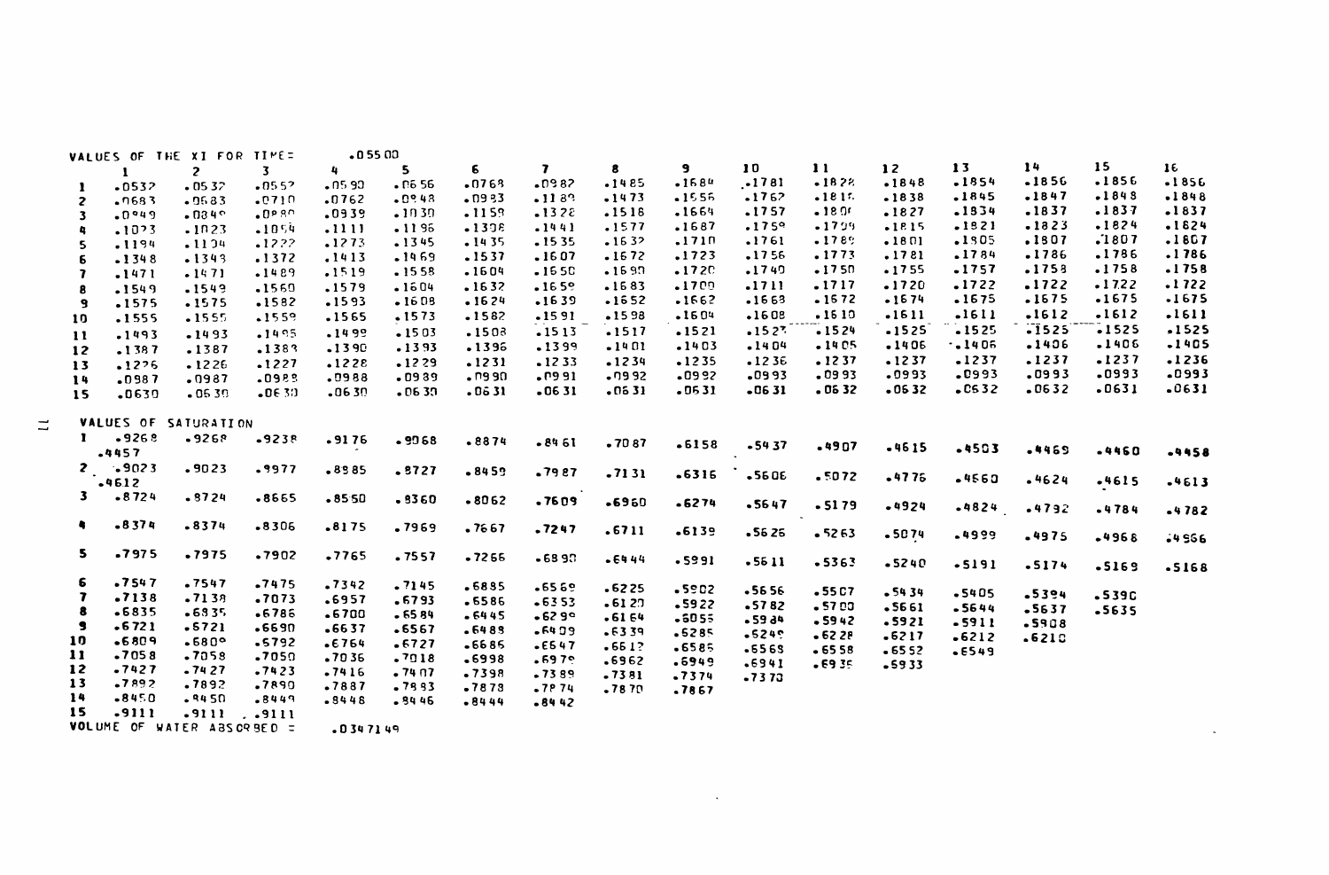VALUES OF THE XI FOR TIME= .05500

| | 1 | 2 | 3 | 4 | 5 | 6 | 7 | 8 | 9 | 10 | 11 | 12 | 13 | 14 | 15 | 16 |
|---|---|---|---|---|---|---|---|---|---|---|---|---|---|---|---|---|
| 1 | .0532 | .0532 | .0552 | .0590 | .0656 | .0768 | .0982 | .1485 | .1684 | .1781 | .1822 | .1848 | .1854 | .1856 | .1856 | .1856 |
| 2 | .0683 | .0683 | .0710 | .0762 | .0848 | .0983 | .1189 | .1473 | .1656 | .1762 | .1815 | .1838 | .1845 | .1847 | .1848 | .1848 |
| 3 | .0849 | .0849 | .0880 | .0939 | .1030 | .1159 | .1328 | .1518 | .1664 | .1757 | .1806 | .1827 | .1834 | .1837 | .1837 | .1837 |
| 4 | .1023 | .1023 | .1054 | .1111 | .1196 | .1308 | .1441 | .1577 | .1687 | .1759 | .1799 | .1815 | .1821 | .1823 | .1824 | .1824 |
| 5 | .1194 | .1194 | .1222 | .1273 | .1345 | .1435 | .1535 | .1632 | .1710 | .1761 | .1789 | .1801 | .1805 | .1807 | .1807 | .1807 |
| 6 | .1348 | .1348 | .1372 | .1413 | .1469 | .1537 | .1607 | .1672 | .1723 | .1756 | .1773 | .1781 | .1784 | .1786 | .1786 | .1786 |
| 7 | .1471 | .1471 | .1489 | .1519 | .1558 | .1604 | .1650 | .1690 | .1720 | .1740 | .1750 | .1755 | .1757 | .1758 | .1758 | .1758 |
| 8 | .1549 | .1549 | .1560 | .1579 | .1604 | .1632 | .1659 | .1683 | .1700 | .1711 | .1717 | .1720 | .1722 | .1722 | .1722 | .1722 |
| 9 | .1575 | .1575 | .1582 | .1593 | .1608 | .1624 | .1639 | .1652 | .1662 | .1668 | .1672 | .1674 | .1675 | .1675 | .1675 | .1675 |
| 10 | .1555 | .1555 | .1559 | .1565 | .1573 | .1582 | .1591 | .1598 | .1604 | .1608 | .1610 | .1611 | .1611 | .1612 | .1612 | .1611 |
| 11 | .1493 | .1493 | .1495 | .1499 | .1503 | .1508 | .1513 | .1517 | .1521 | .1523 | .1524 | .1525 | .1525 | .1525 | .1525 | .1525 |
| 12 | .1387 | .1387 | .1388 | .1390 | .1393 | .1396 | .1399 | .1401 | .1403 | .1404 | .1405 | .1406 | .1406 | .1406 | .1406 | .1405 |
| 13 | .1226 | .1226 | .1227 | .1228 | .1229 | .1231 | .1233 | .1234 | .1235 | .1236 | .1237 | .1237 | .1237 | .1237 | .1237 | .1236 |
| 14 | .0987 | .0987 | .0988 | .0988 | .0989 | .0990 | .0991 | .0992 | .0992 | .0993 | .0993 | .0993 | .0993 | .0993 | .0993 | .0993 |
| 15 | .0630 | .0630 | .0630 | .0630 | .0630 | .0631 | .0631 | .0631 | .0631 | .0631 | .0632 | .0632 | .0632 | .0632 | .0631 | .0631 |

VALUES OF SATURATION

| | | | | | | | | | | | | | | | | |
|---|---|---|---|---|---|---|---|---|---|---|---|---|---|---|---|---|
| 1 | .9268 | .9268 | .9238 | .9176 | .9068 | .8874 | .8461 | .7087 | .6158 | .5437 | .4907 | .4615 | .4503 | .4469 | .4460 | .4458 |
| | .4457 | | | | | | | | | | | | | | | |
| 2 | .9023 | .9023 | .8977 | .8885 | .8727 | .8459 | .7987 | .7131 | .6316 | .5606 | .5072 | .4776 | .4660 | .4624 | .4615 | .4613 |
| | .4612 | | | | | | | | | | | | | | | |
| 3 | .8724 | .8724 | .8665 | .8550 | .8360 | .8062 | .7609 | .6960 | .6274 | .5647 | .5179 | .4924 | .4824 | .4792 | .4784 | .4782 |
| 4 | .8374 | .8374 | .8306 | .8175 | .7969 | .7667 | .7247 | .6711 | .6139 | .5626 | .5263 | .5074 | .4999 | .4975 | .4968 | .4966 |
| 5 | .7975 | .7975 | .7902 | .7765 | .7557 | .7266 | .6890 | .6444 | .5991 | .5611 | .5363 | .5240 | .5191 | .5174 | .5169 | .5168 |
| 6 | .7547 | .7547 | .7475 | .7342 | .7145 | .6885 | .6569 | .6225 | .5902 | .5656 | .5507 | .5434 | .5405 | .5394 | .5390 | |
| 7 | .7138 | .7138 | .7073 | .6957 | .6793 | .6586 | .6353 | .6120 | .5922 | .5782 | .5700 | .5661 | .5644 | .5637 | .5635 | |
| 8 | .6835 | .6835 | .6786 | .6700 | .6584 | .6445 | .6290 | .6164 | .6055 | .5984 | .5942 | .5921 | .5911 | .5908 | | |
| 9 | .6721 | .6721 | .6690 | .6637 | .6567 | .6489 | .6409 | .6339 | .6285 | .6249 | .6228 | .6217 | .6212 | .6210 | | |
| 10 | .6809 | .6809 | .6792 | .6764 | .6727 | .6685 | .6647 | .6612 | .6585 | .6568 | .6558 | .6552 | .6549 | | | |
| 11 | .7058 | .7058 | .7050 | .7036 | .7018 | .6998 | .6979 | .6962 | .6949 | .6941 | .6935 | .5933 | | | | |
| 12 | .7427 | .7427 | .7423 | .7416 | .7407 | .7398 | .7389 | .7381 | .7374 | .7370 | | | | | | |
| 13 | .7892 | .7892 | .7890 | .7887 | .7883 | .7878 | .7874 | .7870 | .7867 | | | | | | | |
| 14 | .8450 | .8450 | .8449 | .8448 | .8446 | .8444 | .8442 | | | | | | | | | |
| 15 | .9111 | .9111 | .9111 | | | | | | | | | | | | | |

VOLUME OF WATER ABSORBED = .034714​9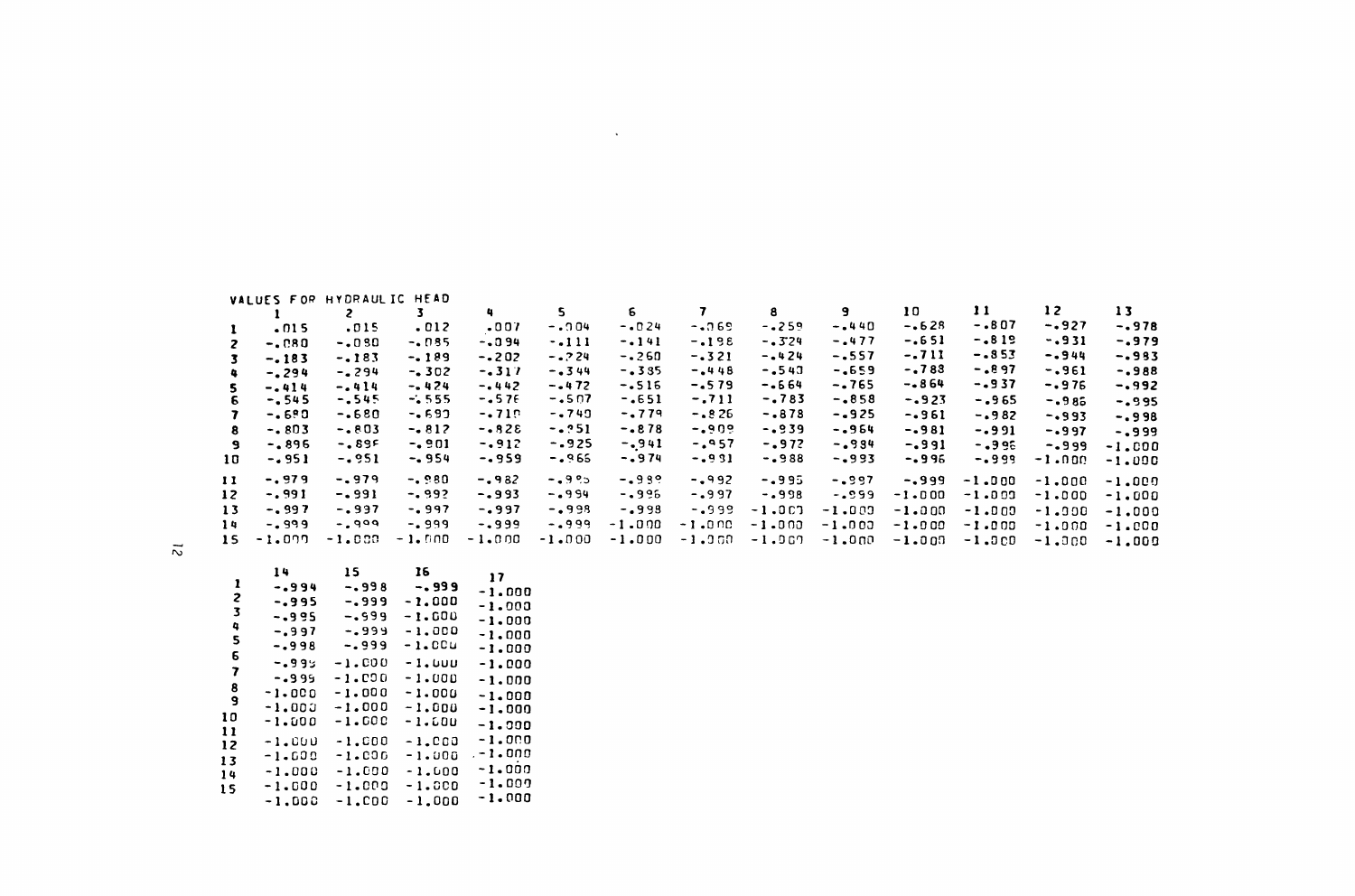VALUES FOR HYDRAULIC HEAD

| | 1 | 2 | 3 | 4 | 5 | 6 | 7 | 8 | 9 | 10 | 11 | 12 | 13 |
|---|---|---|---|---|---|---|---|---|---|---|---|---|---|
| 1 | .015 | .015 | .012 | .007 | -.004 | -.024 | -.069 | -.259 | -.440 | -.628 | -.807 | -.927 | -.978 |
| 2 | -.080 | -.080 | -.085 | -.094 | -.111 | -.141 | -.198 | -.324 | -.477 | -.651 | -.819 | -.931 | -.979 |
| 3 | -.183 | -.183 | -.189 | -.202 | -.224 | -.260 | -.321 | -.424 | -.557 | -.711 | -.853 | -.944 | -.983 |
| 4 | -.294 | -.294 | -.302 | -.317 | -.344 | -.385 | -.448 | -.540 | -.659 | -.788 | -.897 | -.961 | -.988 |
| 5 | -.414 | -.414 | -.424 | -.442 | -.472 | -.516 | -.579 | -.664 | -.765 | -.864 | -.937 | -.976 | -.992 |
| 6 | -.545 | -.545 | -.555 | -.576 | -.607 | -.651 | -.711 | -.783 | -.858 | -.923 | -.965 | -.986 | -.995 |
| 7 | -.680 | -.680 | -.693 | -.710 | -.740 | -.779 | -.826 | -.878 | -.925 | -.961 | -.982 | -.993 | -.998 |
| 8 | -.803 | -.803 | -.812 | -.828 | -.851 | -.878 | -.909 | -.939 | -.964 | -.981 | -.991 | -.997 | -.999 |
| 9 | -.896 | -.896 | -.901 | -.912 | -.925 | -.941 | -.957 | -.972 | -.984 | -.991 | -.996 | -.999 | -1.000 |
| 10 | -.951 | -.951 | -.954 | -.959 | -.966 | -.974 | -.981 | -.988 | -.993 | -.996 | -.999 | -1.000 | -1.000 |
| 11 | -.979 | -.979 | -.980 | -.982 | -.985 | -.989 | -.992 | -.995 | -.997 | -.999 | -1.000 | -1.000 | -1.000 |
| 12 | -.991 | -.991 | -.992 | -.993 | -.994 | -.996 | -.997 | -.998 | -.999 | -1.000 | -1.000 | -1.000 | -1.000 |
| 13 | -.997 | -.997 | -.997 | -.997 | -.998 | -.998 | -.999 | -1.000 | -1.000 | -1.000 | -1.000 | -1.000 | -1.000 |
| 14 | -.999 | -.999 | -.999 | -.999 | -.999 | -1.000 | -1.000 | -1.000 | -1.000 | -1.000 | -1.000 | -1.000 | -1.000 |
| 15 | -1.000 | -1.000 | -1.000 | -1.000 | -1.000 | -1.000 | -1.000 | -1.000 | -1.000 | -1.000 | -1.000 | -1.000 | -1.000 |

| | 14 | 15 | 16 | 17 |
|---|---|---|---|---|
| 1 | -.994 | -.998 | -.999 | -1.000 |
| 2 | -.995 | -.999 | -1.000 | -1.000 |
| 3 | -.995 | -.999 | -1.000 | -1.000 |
| 4 | -.997 | -.999 | -1.000 | -1.000 |
| 5 | -.998 | -.999 | -1.000 | -1.000 |
| 6 | -.999 | -1.000 | -1.000 | -1.000 |
| 7 | -.999 | -1.000 | -1.000 | -1.000 |
| 8 | -1.000 | -1.000 | -1.000 | -1.000 |
| 9 | -1.000 | -1.000 | -1.000 | -1.000 |
| 10 | -1.000 | -1.000 | -1.000 | -1.000 |
| 11 | -1.000 | -1.000 | -1.000 | -1.000 |
| 12 | -1.000 | -1.000 | -1.000 | -1.000 |
| 13 | -1.000 | -1.000 | -1.000 | -1.000 |
| 14 | -1.000 | -1.000 | -1.000 | -1.000 |
| 15 | -1.000 | -1.000 | -1.000 | -1.000 |